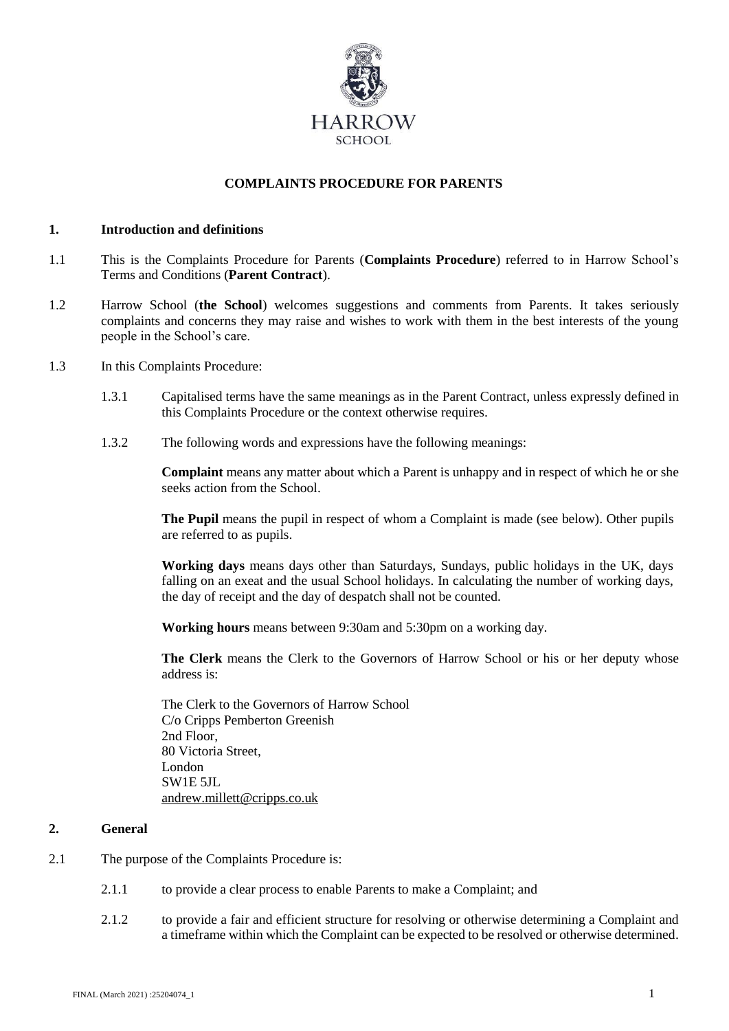HARROW
SCHOOL

# COMPLAINTS PROCEDURE FOR PARENTS

## 1. Introduction and definitions

1.1 This is the Complaints Procedure for Parents (**Complaints Procedure**) referred to in Harrow School's Terms and Conditions (**Parent Contract**).

1.2 Harrow School (**the School**) welcomes suggestions and comments from Parents. It takes seriously complaints and concerns they may raise and wishes to work with them in the best interests of the young people in the School's care.

1.3 In this Complaints Procedure:

1.3.1 Capitalised terms have the same meanings as in the Parent Contract, unless expressly defined in this Complaints Procedure or the context otherwise requires.

1.3.2 The following words and expressions have the following meanings:

**Complaint** means any matter about which a Parent is unhappy and in respect of which he or she seeks action from the School.

**The Pupil** means the pupil in respect of whom a Complaint is made (see below). Other pupils are referred to as pupils.

**Working days** means days other than Saturdays, Sundays, public holidays in the UK, days falling on an exeat and the usual School holidays. In calculating the number of working days, the day of receipt and the day of despatch shall not be counted.

**Working hours** means between 9:30am and 5:30pm on a working day.

**The Clerk** means the Clerk to the Governors of Harrow School or his or her deputy whose address is:

The Clerk to the Governors of Harrow School
C/o Cripps Pemberton Greenish
2nd Floor,
80 Victoria Street,
London
SW1E 5JL
andrew.millett@cripps.co.uk

## 2. General

2.1 The purpose of the Complaints Procedure is:

2.1.1 to provide a clear process to enable Parents to make a Complaint; and

2.1.2 to provide a fair and efficient structure for resolving or otherwise determining a Complaint and a timeframe within which the Complaint can be expected to be resolved or otherwise determined.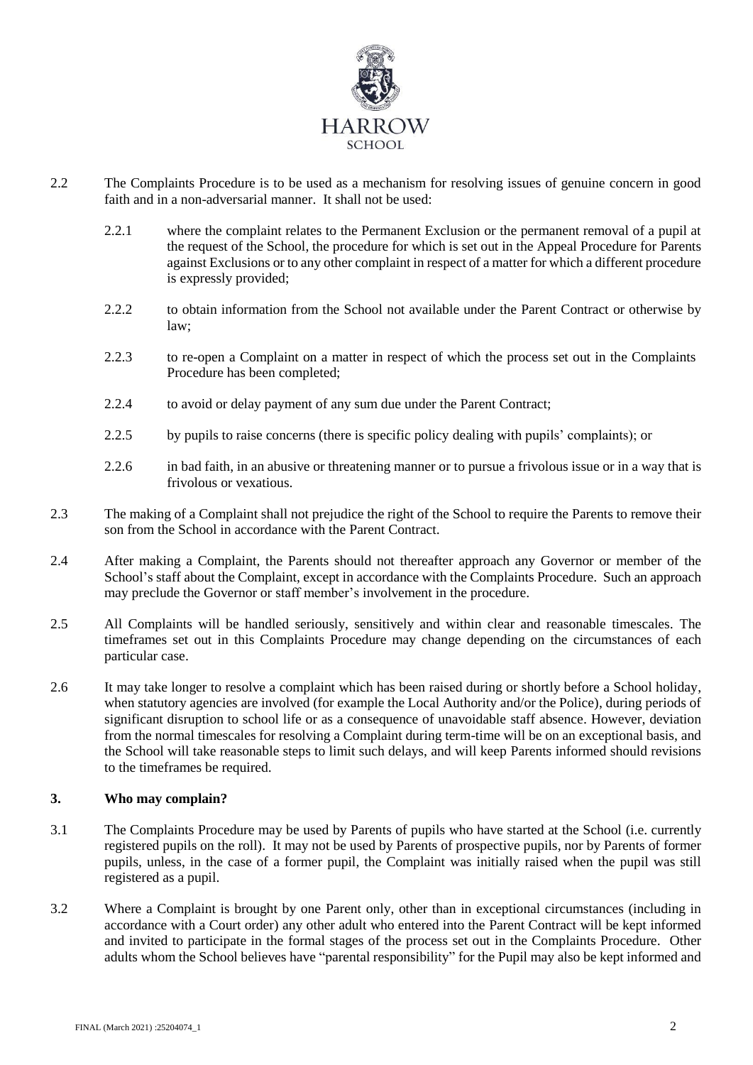2.2 The Complaints Procedure is to be used as a mechanism for resolving issues of genuine concern in good faith and in a non-adversarial manner. It shall not be used:

2.2.1 where the complaint relates to the Permanent Exclusion or the permanent removal of a pupil at the request of the School, the procedure for which is set out in the Appeal Procedure for Parents against Exclusions or to any other complaint in respect of a matter for which a different procedure is expressly provided;

2.2.2 to obtain information from the School not available under the Parent Contract or otherwise by law;

2.2.3 to re-open a Complaint on a matter in respect of which the process set out in the Complaints Procedure has been completed;

2.2.4 to avoid or delay payment of any sum due under the Parent Contract;

2.2.5 by pupils to raise concerns (there is specific policy dealing with pupils' complaints); or

2.2.6 in bad faith, in an abusive or threatening manner or to pursue a frivolous issue or in a way that is frivolous or vexatious.

2.3 The making of a Complaint shall not prejudice the right of the School to require the Parents to remove their son from the School in accordance with the Parent Contract.

2.4 After making a Complaint, the Parents should not thereafter approach any Governor or member of the School's staff about the Complaint, except in accordance with the Complaints Procedure. Such an approach may preclude the Governor or staff member's involvement in the procedure.

2.5 All Complaints will be handled seriously, sensitively and within clear and reasonable timescales. The timeframes set out in this Complaints Procedure may change depending on the circumstances of each particular case.

2.6 It may take longer to resolve a complaint which has been raised during or shortly before a School holiday, when statutory agencies are involved (for example the Local Authority and/or the Police), during periods of significant disruption to school life or as a consequence of unavoidable staff absence. However, deviation from the normal timescales for resolving a Complaint during term-time will be on an exceptional basis, and the School will take reasonable steps to limit such delays, and will keep Parents informed should revisions to the timeframes be required.

## 3. Who may complain?

3.1 The Complaints Procedure may be used by Parents of pupils who have started at the School (i.e. currently registered pupils on the roll). It may not be used by Parents of prospective pupils, nor by Parents of former pupils, unless, in the case of a former pupil, the Complaint was initially raised when the pupil was still registered as a pupil.

3.2 Where a Complaint is brought by one Parent only, other than in exceptional circumstances (including in accordance with a Court order) any other adult who entered into the Parent Contract will be kept informed and invited to participate in the formal stages of the process set out in the Complaints Procedure. Other adults whom the School believes have "parental responsibility" for the Pupil may also be kept informed and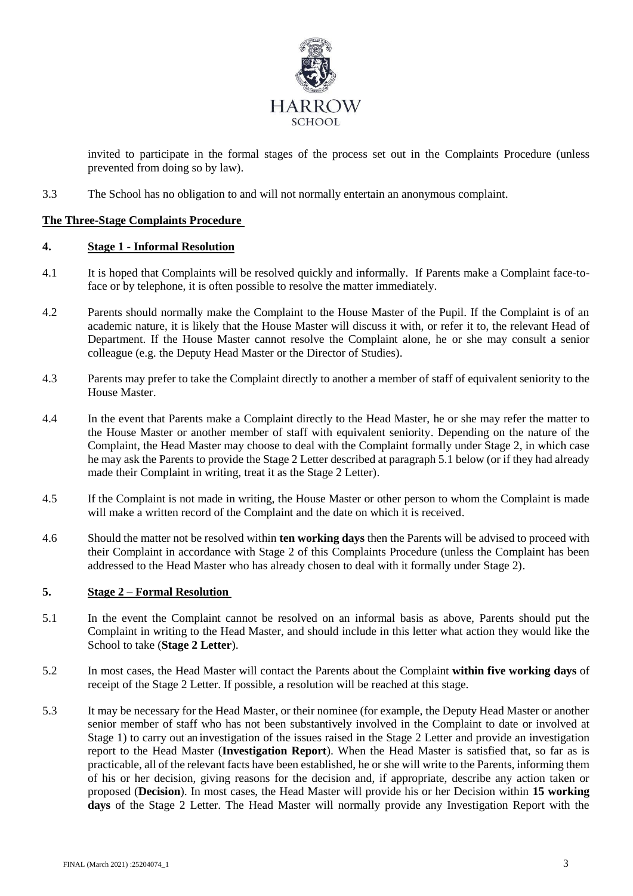invited to participate in the formal stages of the process set out in the Complaints Procedure (unless prevented from doing so by law).

3.3 The School has no obligation to and will not normally entertain an anonymous complaint.

**The Three-Stage Complaints Procedure**

## 4. Stage 1 - Informal Resolution

4.1 It is hoped that Complaints will be resolved quickly and informally. If Parents make a Complaint face-to-face or by telephone, it is often possible to resolve the matter immediately.

4.2 Parents should normally make the Complaint to the House Master of the Pupil. If the Complaint is of an academic nature, it is likely that the House Master will discuss it with, or refer it to, the relevant Head of Department. If the House Master cannot resolve the Complaint alone, he or she may consult a senior colleague (e.g. the Deputy Head Master or the Director of Studies).

4.3 Parents may prefer to take the Complaint directly to another a member of staff of equivalent seniority to the House Master.

4.4 In the event that Parents make a Complaint directly to the Head Master, he or she may refer the matter to the House Master or another member of staff with equivalent seniority. Depending on the nature of the Complaint, the Head Master may choose to deal with the Complaint formally under Stage 2, in which case he may ask the Parents to provide the Stage 2 Letter described at paragraph 5.1 below (or if they had already made their Complaint in writing, treat it as the Stage 2 Letter).

4.5 If the Complaint is not made in writing, the House Master or other person to whom the Complaint is made will make a written record of the Complaint and the date on which it is received.

4.6 Should the matter not be resolved within **ten working days** then the Parents will be advised to proceed with their Complaint in accordance with Stage 2 of this Complaints Procedure (unless the Complaint has been addressed to the Head Master who has already chosen to deal with it formally under Stage 2).

## 5. Stage 2 – Formal Resolution

5.1 In the event the Complaint cannot be resolved on an informal basis as above, Parents should put the Complaint in writing to the Head Master, and should include in this letter what action they would like the School to take (**Stage 2 Letter**).

5.2 In most cases, the Head Master will contact the Parents about the Complaint **within five working days** of receipt of the Stage 2 Letter. If possible, a resolution will be reached at this stage.

5.3 It may be necessary for the Head Master, or their nominee (for example, the Deputy Head Master or another senior member of staff who has not been substantively involved in the Complaint to date or involved at Stage 1) to carry out an investigation of the issues raised in the Stage 2 Letter and provide an investigation report to the Head Master (**Investigation Report**). When the Head Master is satisfied that, so far as is practicable, all of the relevant facts have been established, he or she will write to the Parents, informing them of his or her decision, giving reasons for the decision and, if appropriate, describe any action taken or proposed (**Decision**). In most cases, the Head Master will provide his or her Decision within **15 working days** of the Stage 2 Letter. The Head Master will normally provide any Investigation Report with the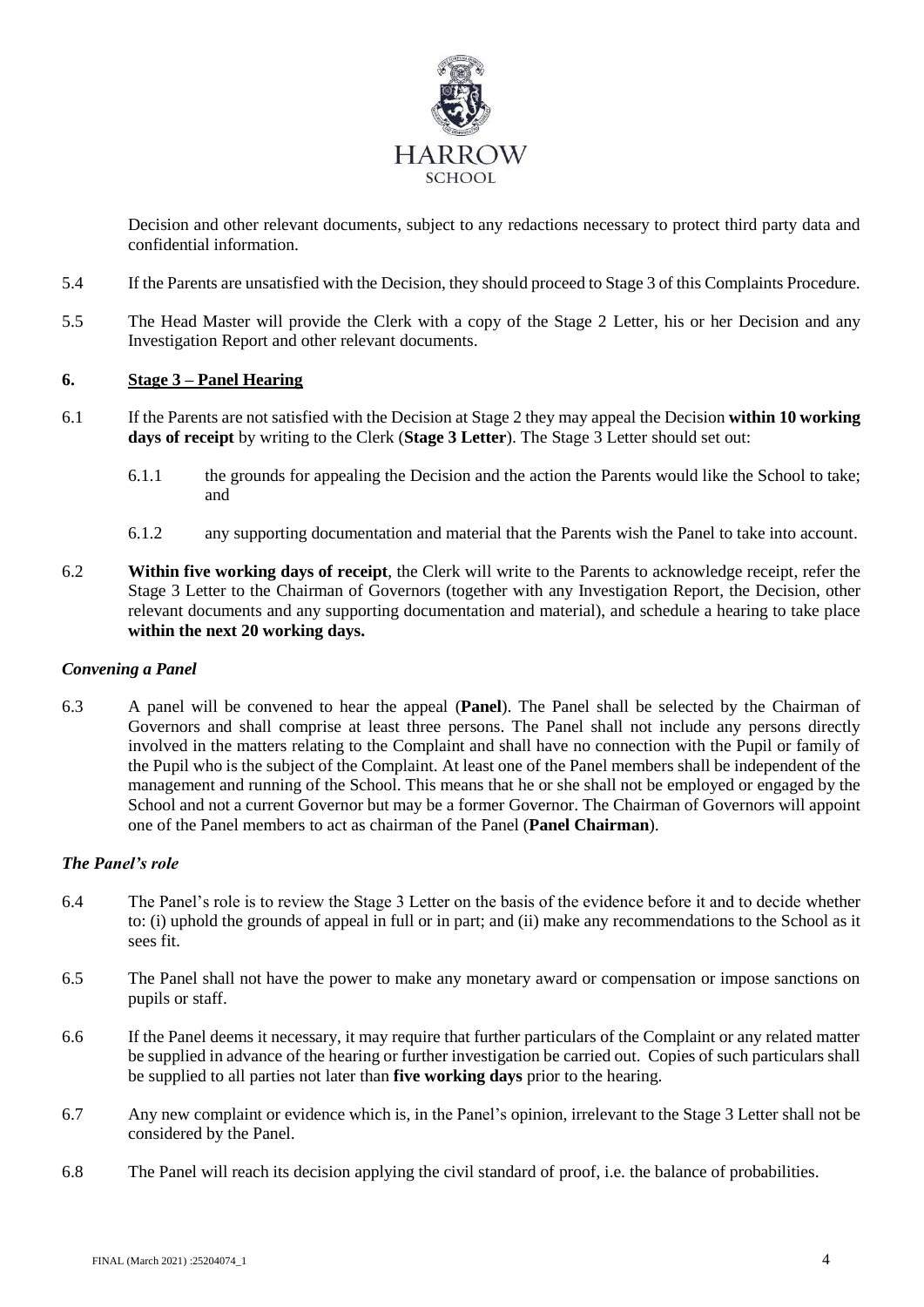Decision and other relevant documents, subject to any redactions necessary to protect third party data and confidential information.

5.4 If the Parents are unsatisfied with the Decision, they should proceed to Stage 3 of this Complaints Procedure.

5.5 The Head Master will provide the Clerk with a copy of the Stage 2 Letter, his or her Decision and any Investigation Report and other relevant documents.

## 6. Stage 3 – Panel Hearing

6.1 If the Parents are not satisfied with the Decision at Stage 2 they may appeal the Decision **within 10 working days of receipt** by writing to the Clerk (**Stage 3 Letter**). The Stage 3 Letter should set out:

6.1.1 the grounds for appealing the Decision and the action the Parents would like the School to take; and

6.1.2 any supporting documentation and material that the Parents wish the Panel to take into account.

6.2 **Within five working days of receipt**, the Clerk will write to the Parents to acknowledge receipt, refer the Stage 3 Letter to the Chairman of Governors (together with any Investigation Report, the Decision, other relevant documents and any supporting documentation and material), and schedule a hearing to take place **within the next 20 working days.**

### *Convening a Panel*

6.3 A panel will be convened to hear the appeal (**Panel**). The Panel shall be selected by the Chairman of Governors and shall comprise at least three persons. The Panel shall not include any persons directly involved in the matters relating to the Complaint and shall have no connection with the Pupil or family of the Pupil who is the subject of the Complaint. At least one of the Panel members shall be independent of the management and running of the School. This means that he or she shall not be employed or engaged by the School and not a current Governor but may be a former Governor. The Chairman of Governors will appoint one of the Panel members to act as chairman of the Panel (**Panel Chairman**).

### *The Panel's role*

6.4 The Panel's role is to review the Stage 3 Letter on the basis of the evidence before it and to decide whether to: (i) uphold the grounds of appeal in full or in part; and (ii) make any recommendations to the School as it sees fit.

6.5 The Panel shall not have the power to make any monetary award or compensation or impose sanctions on pupils or staff.

6.6 If the Panel deems it necessary, it may require that further particulars of the Complaint or any related matter be supplied in advance of the hearing or further investigation be carried out. Copies of such particulars shall be supplied to all parties not later than **five working days** prior to the hearing.

6.7 Any new complaint or evidence which is, in the Panel's opinion, irrelevant to the Stage 3 Letter shall not be considered by the Panel.

6.8 The Panel will reach its decision applying the civil standard of proof, i.e. the balance of probabilities.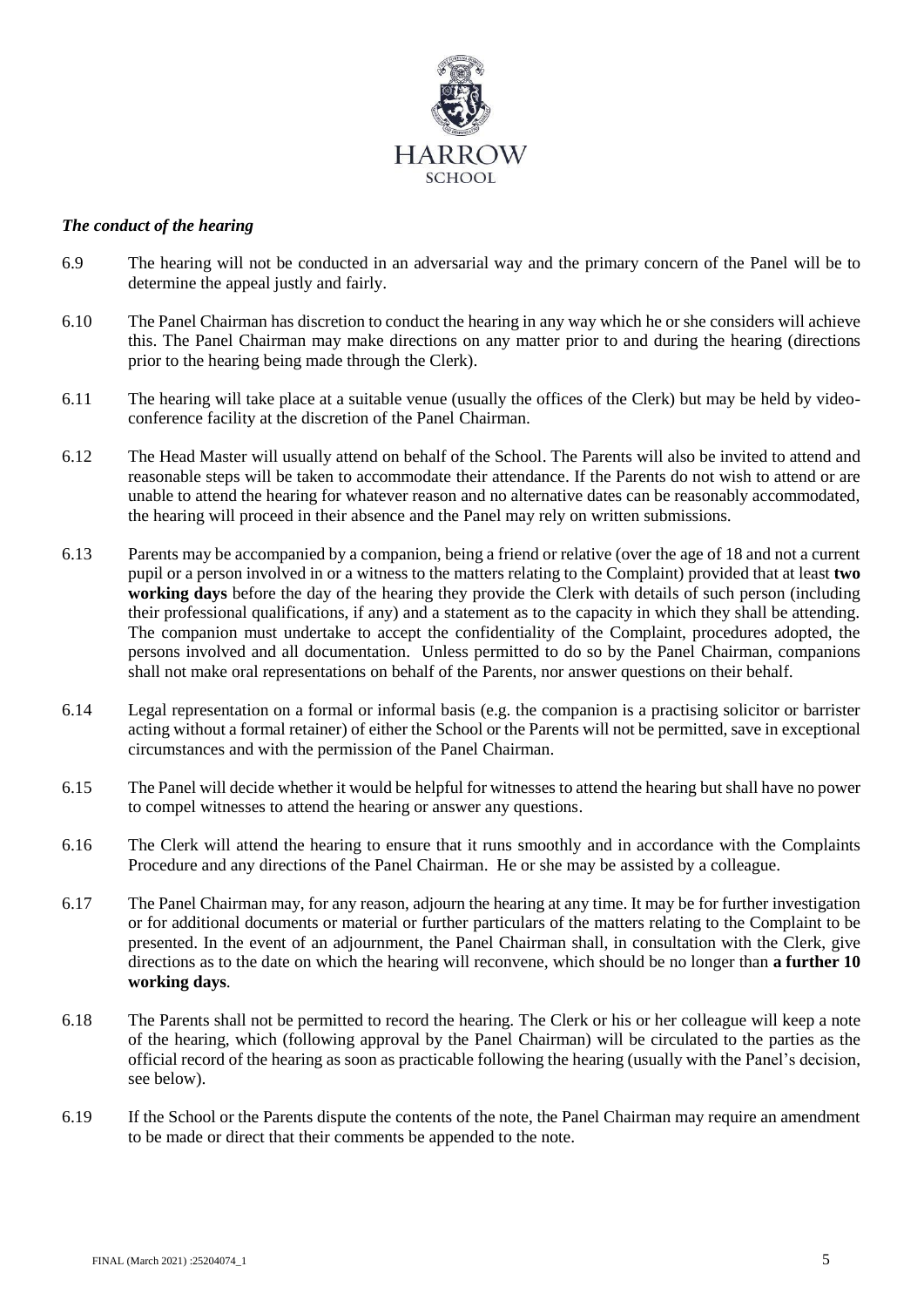### *The conduct of the hearing*

6.9 The hearing will not be conducted in an adversarial way and the primary concern of the Panel will be to determine the appeal justly and fairly.

6.10 The Panel Chairman has discretion to conduct the hearing in any way which he or she considers will achieve this. The Panel Chairman may make directions on any matter prior to and during the hearing (directions prior to the hearing being made through the Clerk).

6.11 The hearing will take place at a suitable venue (usually the offices of the Clerk) but may be held by video-conference facility at the discretion of the Panel Chairman.

6.12 The Head Master will usually attend on behalf of the School. The Parents will also be invited to attend and reasonable steps will be taken to accommodate their attendance. If the Parents do not wish to attend or are unable to attend the hearing for whatever reason and no alternative dates can be reasonably accommodated, the hearing will proceed in their absence and the Panel may rely on written submissions.

6.13 Parents may be accompanied by a companion, being a friend or relative (over the age of 18 and not a current pupil or a person involved in or a witness to the matters relating to the Complaint) provided that at least **two working days** before the day of the hearing they provide the Clerk with details of such person (including their professional qualifications, if any) and a statement as to the capacity in which they shall be attending. The companion must undertake to accept the confidentiality of the Complaint, procedures adopted, the persons involved and all documentation. Unless permitted to do so by the Panel Chairman, companions shall not make oral representations on behalf of the Parents, nor answer questions on their behalf.

6.14 Legal representation on a formal or informal basis (e.g. the companion is a practising solicitor or barrister acting without a formal retainer) of either the School or the Parents will not be permitted, save in exceptional circumstances and with the permission of the Panel Chairman.

6.15 The Panel will decide whether it would be helpful for witnesses to attend the hearing but shall have no power to compel witnesses to attend the hearing or answer any questions.

6.16 The Clerk will attend the hearing to ensure that it runs smoothly and in accordance with the Complaints Procedure and any directions of the Panel Chairman. He or she may be assisted by a colleague.

6.17 The Panel Chairman may, for any reason, adjourn the hearing at any time. It may be for further investigation or for additional documents or material or further particulars of the matters relating to the Complaint to be presented. In the event of an adjournment, the Panel Chairman shall, in consultation with the Clerk, give directions as to the date on which the hearing will reconvene, which should be no longer than **a further 10 working days**.

6.18 The Parents shall not be permitted to record the hearing. The Clerk or his or her colleague will keep a note of the hearing, which (following approval by the Panel Chairman) will be circulated to the parties as the official record of the hearing as soon as practicable following the hearing (usually with the Panel's decision, see below).

6.19 If the School or the Parents dispute the contents of the note, the Panel Chairman may require an amendment to be made or direct that their comments be appended to the note.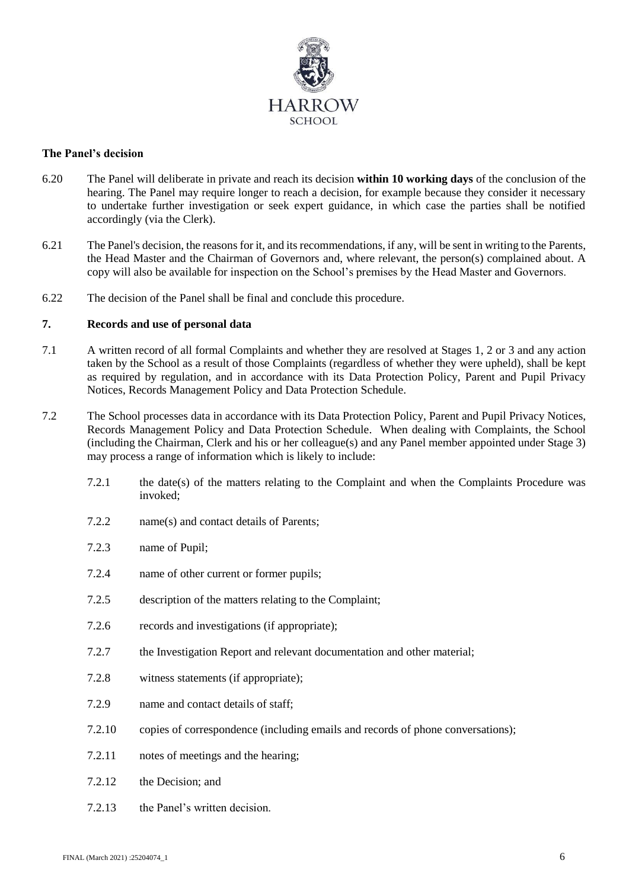### The Panel's decision

6.20 The Panel will deliberate in private and reach its decision **within 10 working days** of the conclusion of the hearing. The Panel may require longer to reach a decision, for example because they consider it necessary to undertake further investigation or seek expert guidance, in which case the parties shall be notified accordingly (via the Clerk).

6.21 The Panel's decision, the reasons for it, and its recommendations, if any, will be sent in writing to the Parents, the Head Master and the Chairman of Governors and, where relevant, the person(s) complained about. A copy will also be available for inspection on the School's premises by the Head Master and Governors.

6.22 The decision of the Panel shall be final and conclude this procedure.

## 7. Records and use of personal data

7.1 A written record of all formal Complaints and whether they are resolved at Stages 1, 2 or 3 and any action taken by the School as a result of those Complaints (regardless of whether they were upheld), shall be kept as required by regulation, and in accordance with its Data Protection Policy, Parent and Pupil Privacy Notices, Records Management Policy and Data Protection Schedule.

7.2 The School processes data in accordance with its Data Protection Policy, Parent and Pupil Privacy Notices, Records Management Policy and Data Protection Schedule. When dealing with Complaints, the School (including the Chairman, Clerk and his or her colleague(s) and any Panel member appointed under Stage 3) may process a range of information which is likely to include:

- 7.2.1 the date(s) of the matters relating to the Complaint and when the Complaints Procedure was invoked;
- 7.2.2 name(s) and contact details of Parents;
- 7.2.3 name of Pupil;
- 7.2.4 name of other current or former pupils;
- 7.2.5 description of the matters relating to the Complaint;
- 7.2.6 records and investigations (if appropriate);
- 7.2.7 the Investigation Report and relevant documentation and other material;
- 7.2.8 witness statements (if appropriate);
- 7.2.9 name and contact details of staff;
- 7.2.10 copies of correspondence (including emails and records of phone conversations);
- 7.2.11 notes of meetings and the hearing;
- 7.2.12 the Decision; and
- 7.2.13 the Panel's written decision.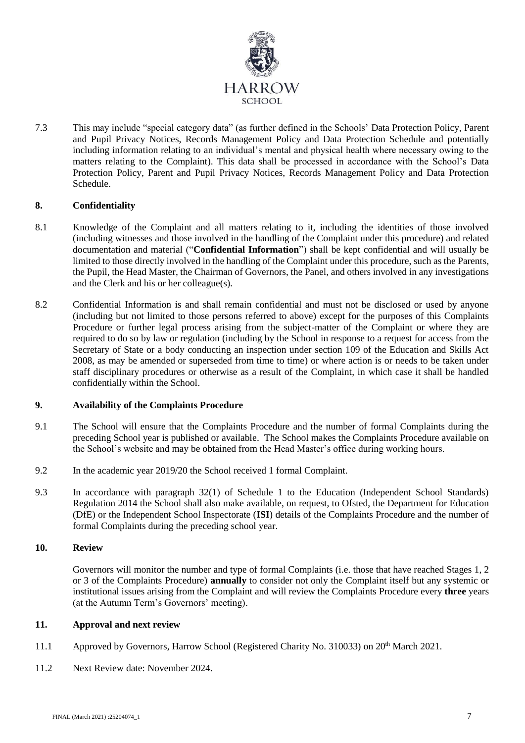7.3 This may include "special category data" (as further defined in the Schools' Data Protection Policy, Parent and Pupil Privacy Notices, Records Management Policy and Data Protection Schedule and potentially including information relating to an individual's mental and physical health where necessary owing to the matters relating to the Complaint). This data shall be processed in accordance with the School's Data Protection Policy, Parent and Pupil Privacy Notices, Records Management Policy and Data Protection Schedule.

## 8. Confidentiality

8.1 Knowledge of the Complaint and all matters relating to it, including the identities of those involved (including witnesses and those involved in the handling of the Complaint under this procedure) and related documentation and material ("**Confidential Information**") shall be kept confidential and will usually be limited to those directly involved in the handling of the Complaint under this procedure, such as the Parents, the Pupil, the Head Master, the Chairman of Governors, the Panel, and others involved in any investigations and the Clerk and his or her colleague(s).

8.2 Confidential Information is and shall remain confidential and must not be disclosed or used by anyone (including but not limited to those persons referred to above) except for the purposes of this Complaints Procedure or further legal process arising from the subject-matter of the Complaint or where they are required to do so by law or regulation (including by the School in response to a request for access from the Secretary of State or a body conducting an inspection under section 109 of the Education and Skills Act 2008, as may be amended or superseded from time to time) or where action is or needs to be taken under staff disciplinary procedures or otherwise as a result of the Complaint, in which case it shall be handled confidentially within the School.

## 9. Availability of the Complaints Procedure

9.1 The School will ensure that the Complaints Procedure and the number of formal Complaints during the preceding School year is published or available. The School makes the Complaints Procedure available on the School's website and may be obtained from the Head Master's office during working hours.

9.2 In the academic year 2019/20 the School received 1 formal Complaint.

9.3 In accordance with paragraph 32(1) of Schedule 1 to the Education (Independent School Standards) Regulation 2014 the School shall also make available, on request, to Ofsted, the Department for Education (DfE) or the Independent School Inspectorate (**ISI**) details of the Complaints Procedure and the number of formal Complaints during the preceding school year.

## 10. Review

Governors will monitor the number and type of formal Complaints (i.e. those that have reached Stages 1, 2 or 3 of the Complaints Procedure) **annually** to consider not only the Complaint itself but any systemic or institutional issues arising from the Complaint and will review the Complaints Procedure every **three** years (at the Autumn Term's Governors' meeting).

## 11. Approval and next review

11.1 Approved by Governors, Harrow School (Registered Charity No. 310033) on 20th March 2021.

11.2 Next Review date: November 2024.